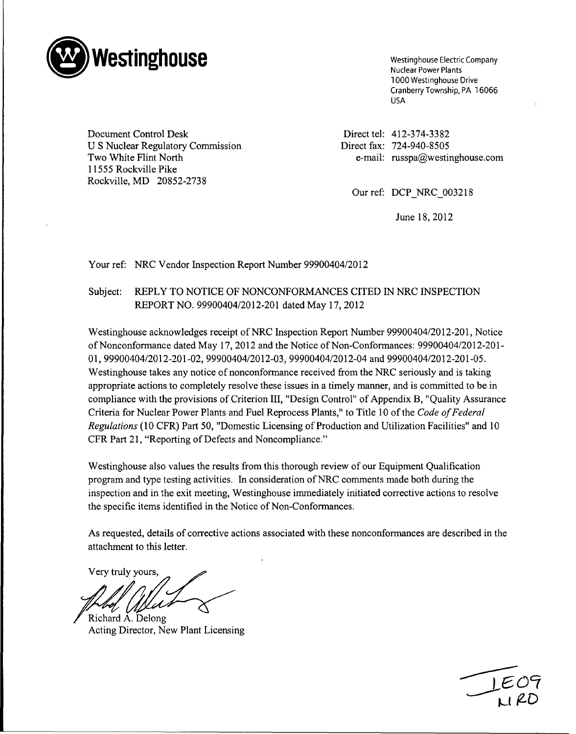**Westinghouse**

Westinghouse Electric Company
Nuclear Power Plants
1000 Westinghouse Drive
Cranberry Township, PA 16066
USA

Document Control Desk
U S Nuclear Regulatory Commission
Two White Flint North
11555 Rockville Pike
Rockville, MD 20852-2738

Direct tel: 412-374-3382
Direct fax: 724-940-8505
e-mail: russpa@westinghouse.com

Our ref: DCP_NRC_003218

June 18, 2012

Your ref: NRC Vendor Inspection Report Number 99900404/2012

Subject: REPLY TO NOTICE OF NONCONFORMANCES CITED IN NRC INSPECTION REPORT NO. 99900404/2012-201 dated May 17, 2012

Westinghouse acknowledges receipt of NRC Inspection Report Number 99900404/2012-201, Notice of Nonconformance dated May 17, 2012 and the Notice of Non-Conformances: 99900404/2012-201-01, 99900404/2012-201-02, 99900404/2012-03, 99900404/2012-04 and 99900404/2012-201-05. Westinghouse takes any notice of nonconformance received from the NRC seriously and is taking appropriate actions to completely resolve these issues in a timely manner, and is committed to be in compliance with the provisions of Criterion III, "Design Control" of Appendix B, "Quality Assurance Criteria for Nuclear Power Plants and Fuel Reprocess Plants," to Title 10 of the *Code of Federal Regulations* (10 CFR) Part 50, "Domestic Licensing of Production and Utilization Facilities" and 10 CFR Part 21, "Reporting of Defects and Noncompliance."

Westinghouse also values the results from this thorough review of our Equipment Qualification program and type testing activities. In consideration of NRC comments made both during the inspection and in the exit meeting, Westinghouse immediately initiated corrective actions to resolve the specific items identified in the Notice of Non-Conformances.

As requested, details of corrective actions associated with these nonconformances are described in the attachment to this letter.

Very truly yours,

Richard A. Delong
Acting Director, New Plant Licensing

IE09
NRO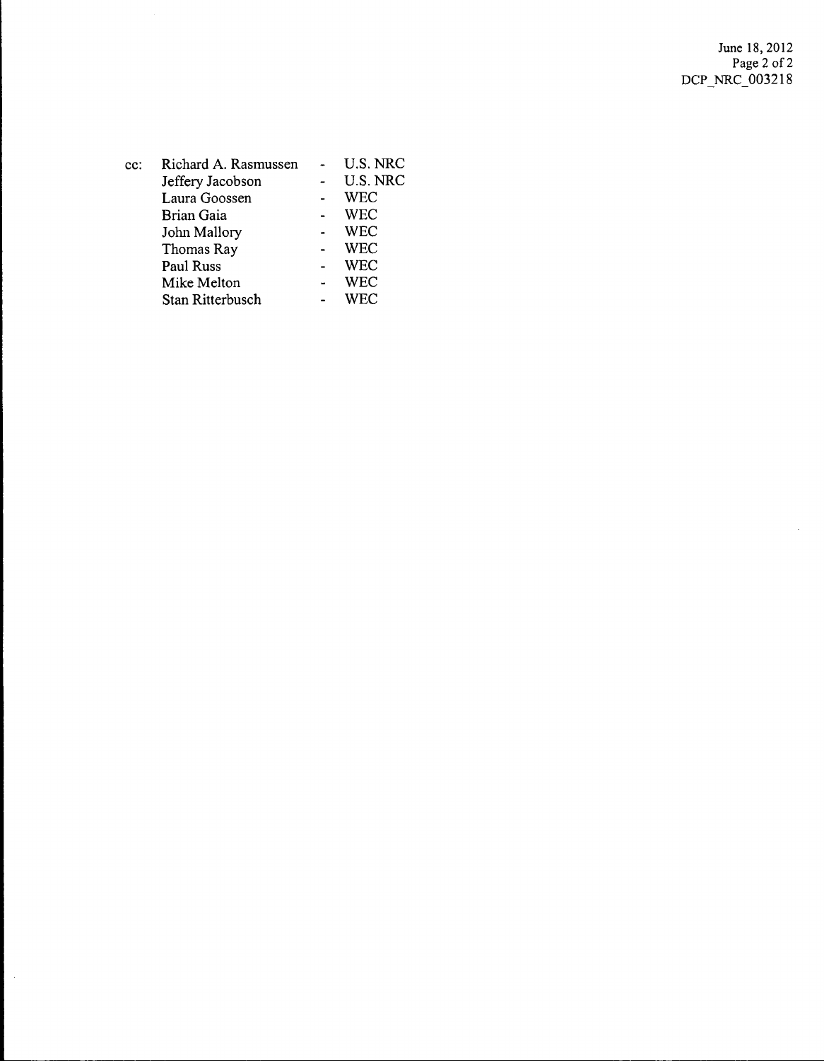cc:

| Name | | Organization |
| --- | --- | --- |
| Richard A. Rasmussen | - | U.S. NRC |
| Jeffery Jacobson | - | U.S. NRC |
| Laura Goossen | - | WEC |
| Brian Gaia | - | WEC |
| John Mallory | - | WEC |
| Thomas Ray | - | WEC |
| Paul Russ | - | WEC |
| Mike Melton | - | WEC |
| Stan Ritterbusch | - | WEC |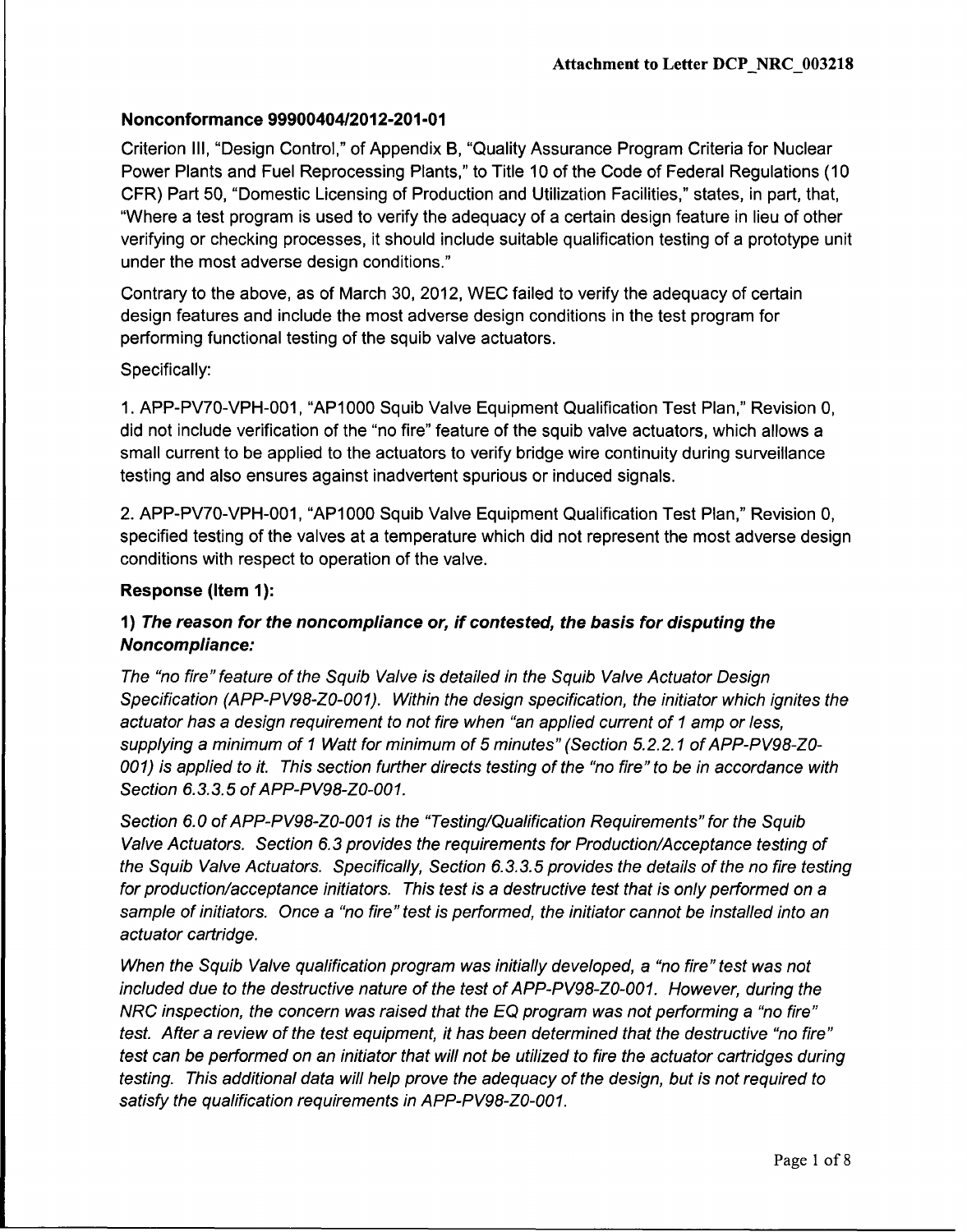**Nonconformance 99900404/2012-201-01**

Criterion III, "Design Control," of Appendix B, "Quality Assurance Program Criteria for Nuclear Power Plants and Fuel Reprocessing Plants," to Title 10 of the Code of Federal Regulations (10 CFR) Part 50, "Domestic Licensing of Production and Utilization Facilities," states, in part, that, "Where a test program is used to verify the adequacy of a certain design feature in lieu of other verifying or checking processes, it should include suitable qualification testing of a prototype unit under the most adverse design conditions."

Contrary to the above, as of March 30, 2012, WEC failed to verify the adequacy of certain design features and include the most adverse design conditions in the test program for performing functional testing of the squib valve actuators.

Specifically:

1. APP-PV70-VPH-001, "AP1000 Squib Valve Equipment Qualification Test Plan," Revision 0, did not include verification of the "no fire" feature of the squib valve actuators, which allows a small current to be applied to the actuators to verify bridge wire continuity during surveillance testing and also ensures against inadvertent spurious or induced signals.

2. APP-PV70-VPH-001, "AP1000 Squib Valve Equipment Qualification Test Plan," Revision 0, specified testing of the valves at a temperature which did not represent the most adverse design conditions with respect to operation of the valve.

**Response (Item 1):**

***1) The reason for the noncompliance or, if contested, the basis for disputing the Noncompliance:***

*The "no fire" feature of the Squib Valve is detailed in the Squib Valve Actuator Design Specification (APP-PV98-Z0-001). Within the design specification, the initiator which ignites the actuator has a design requirement to not fire when "an applied current of 1 amp or less, supplying a minimum of 1 Watt for minimum of 5 minutes" (Section 5.2.2.1 of APP-PV98-Z0-001) is applied to it. This section further directs testing of the "no fire" to be in accordance with Section 6.3.3.5 of APP-PV98-Z0-001.*

*Section 6.0 of APP-PV98-Z0-001 is the "Testing/Qualification Requirements" for the Squib Valve Actuators. Section 6.3 provides the requirements for Production/Acceptance testing of the Squib Valve Actuators. Specifically, Section 6.3.3.5 provides the details of the no fire testing for production/acceptance initiators. This test is a destructive test that is only performed on a sample of initiators. Once a "no fire" test is performed, the initiator cannot be installed into an actuator cartridge.*

*When the Squib Valve qualification program was initially developed, a "no fire" test was not included due to the destructive nature of the test of APP-PV98-Z0-001. However, during the NRC inspection, the concern was raised that the EQ program was not performing a "no fire" test. After a review of the test equipment, it has been determined that the destructive "no fire" test can be performed on an initiator that will not be utilized to fire the actuator cartridges during testing. This additional data will help prove the adequacy of the design, but is not required to satisfy the qualification requirements in APP-PV98-Z0-001.*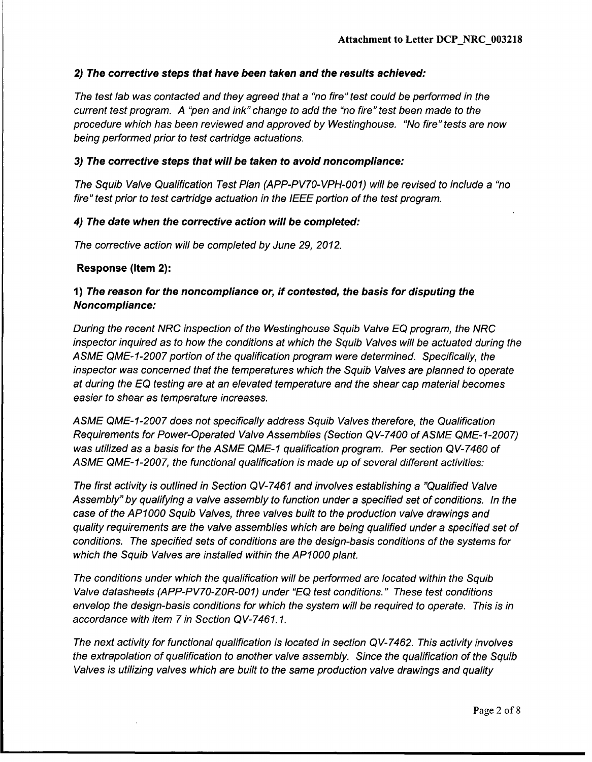***2) The corrective steps that have been taken and the results achieved:***

*The test lab was contacted and they agreed that a "no fire" test could be performed in the current test program. A "pen and ink" change to add the "no fire" test been made to the procedure which has been reviewed and approved by Westinghouse. "No fire" tests are now being performed prior to test cartridge actuations.*

***3) The corrective steps that will be taken to avoid noncompliance:***

*The Squib Valve Qualification Test Plan (APP-PV70-VPH-001) will be revised to include a "no fire" test prior to test cartridge actuation in the IEEE portion of the test program.*

***4) The date when the corrective action will be completed:***

*The corrective action will be completed by June 29, 2012.*

**Response (Item 2):**

**1) *The reason for the noncompliance or, if contested, the basis for disputing the Noncompliance:***

*During the recent NRC inspection of the Westinghouse Squib Valve EQ program, the NRC inspector inquired as to how the conditions at which the Squib Valves will be actuated during the ASME QME-1-2007 portion of the qualification program were determined. Specifically, the inspector was concerned that the temperatures which the Squib Valves are planned to operate at during the EQ testing are at an elevated temperature and the shear cap material becomes easier to shear as temperature increases.*

*ASME QME-1-2007 does not specifically address Squib Valves therefore, the Qualification Requirements for Power-Operated Valve Assemblies (Section QV-7400 of ASME QME-1-2007) was utilized as a basis for the ASME QME-1 qualification program. Per section QV-7460 of ASME QME-1-2007, the functional qualification is made up of several different activities:*

*The first activity is outlined in Section QV-7461 and involves establishing a "Qualified Valve Assembly" by qualifying a valve assembly to function under a specified set of conditions. In the case of the AP1000 Squib Valves, three valves built to the production valve drawings and quality requirements are the valve assemblies which are being qualified under a specified set of conditions. The specified sets of conditions are the design-basis conditions of the systems for which the Squib Valves are installed within the AP1000 plant.*

*The conditions under which the qualification will be performed are located within the Squib Valve datasheets (APP-PV70-Z0R-001) under "EQ test conditions." These test conditions envelop the design-basis conditions for which the system will be required to operate. This is in accordance with item 7 in Section QV-7461.1.*

*The next activity for functional qualification is located in section QV-7462. This activity involves the extrapolation of qualification to another valve assembly. Since the qualification of the Squib Valves is utilizing valves which are built to the same production valve drawings and quality*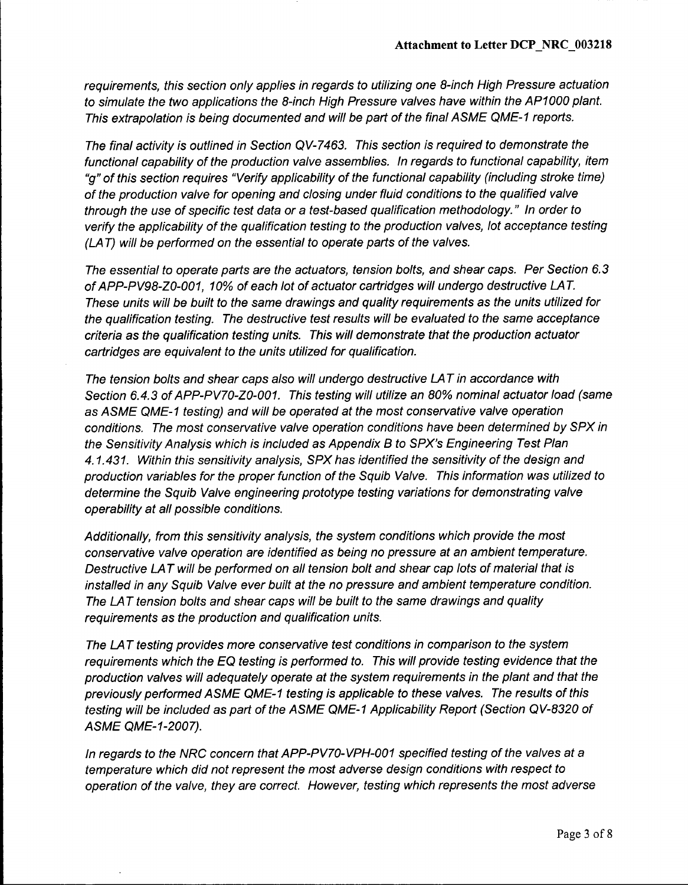*requirements, this section only applies in regards to utilizing one 8-inch High Pressure actuation to simulate the two applications the 8-inch High Pressure valves have within the AP1000 plant. This extrapolation is being documented and will be part of the final ASME QME-1 reports.*

*The final activity is outlined in Section QV-7463. This section is required to demonstrate the functional capability of the production valve assemblies. In regards to functional capability, item "g" of this section requires "Verify applicability of the functional capability (including stroke time) of the production valve for opening and closing under fluid conditions to the qualified valve through the use of specific test data or a test-based qualification methodology." In order to verify the applicability of the qualification testing to the production valves, lot acceptance testing (LAT) will be performed on the essential to operate parts of the valves.*

*The essential to operate parts are the actuators, tension bolts, and shear caps. Per Section 6.3 of APP-PV98-Z0-001, 10% of each lot of actuator cartridges will undergo destructive LAT. These units will be built to the same drawings and quality requirements as the units utilized for the qualification testing. The destructive test results will be evaluated to the same acceptance criteria as the qualification testing units. This will demonstrate that the production actuator cartridges are equivalent to the units utilized for qualification.*

*The tension bolts and shear caps also will undergo destructive LAT in accordance with Section 6.4.3 of APP-PV70-Z0-001. This testing will utilize an 80% nominal actuator load (same as ASME QME-1 testing) and will be operated at the most conservative valve operation conditions. The most conservative valve operation conditions have been determined by SPX in the Sensitivity Analysis which is included as Appendix B to SPX's Engineering Test Plan 4.1.431. Within this sensitivity analysis, SPX has identified the sensitivity of the design and production variables for the proper function of the Squib Valve. This information was utilized to determine the Squib Valve engineering prototype testing variations for demonstrating valve operability at all possible conditions.*

*Additionally, from this sensitivity analysis, the system conditions which provide the most conservative valve operation are identified as being no pressure at an ambient temperature. Destructive LAT will be performed on all tension bolt and shear cap lots of material that is installed in any Squib Valve ever built at the no pressure and ambient temperature condition. The LAT tension bolts and shear caps will be built to the same drawings and quality requirements as the production and qualification units.*

*The LAT testing provides more conservative test conditions in comparison to the system requirements which the EQ testing is performed to. This will provide testing evidence that the production valves will adequately operate at the system requirements in the plant and that the previously performed ASME QME-1 testing is applicable to these valves. The results of this testing will be included as part of the ASME QME-1 Applicability Report (Section QV-8320 of ASME QME-1-2007).*

*In regards to the NRC concern that APP-PV70-VPH-001 specified testing of the valves at a temperature which did not represent the most adverse design conditions with respect to operation of the valve, they are correct. However, testing which represents the most adverse*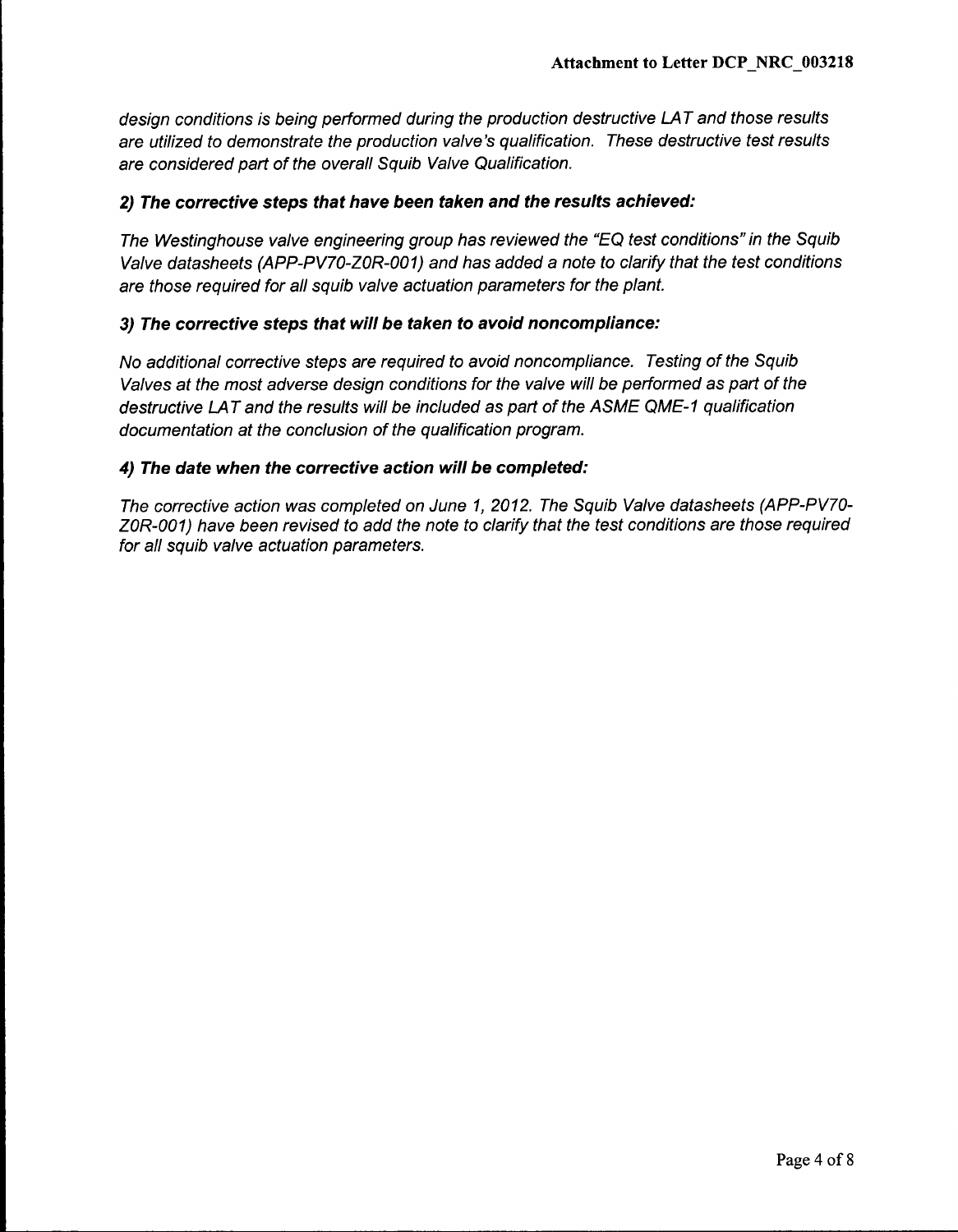*design conditions is being performed during the production destructive LAT and those results are utilized to demonstrate the production valve's qualification. These destructive test results are considered part of the overall Squib Valve Qualification.*

***2) The corrective steps that have been taken and the results achieved:***

*The Westinghouse valve engineering group has reviewed the "EQ test conditions" in the Squib Valve datasheets (APP-PV70-Z0R-001) and has added a note to clarify that the test conditions are those required for all squib valve actuation parameters for the plant.*

***3) The corrective steps that will be taken to avoid noncompliance:***

*No additional corrective steps are required to avoid noncompliance. Testing of the Squib Valves at the most adverse design conditions for the valve will be performed as part of the destructive LAT and the results will be included as part of the ASME QME-1 qualification documentation at the conclusion of the qualification program.*

***4) The date when the corrective action will be completed:***

*The corrective action was completed on June 1, 2012. The Squib Valve datasheets (APP-PV70-Z0R-001) have been revised to add the note to clarify that the test conditions are those required for all squib valve actuation parameters.*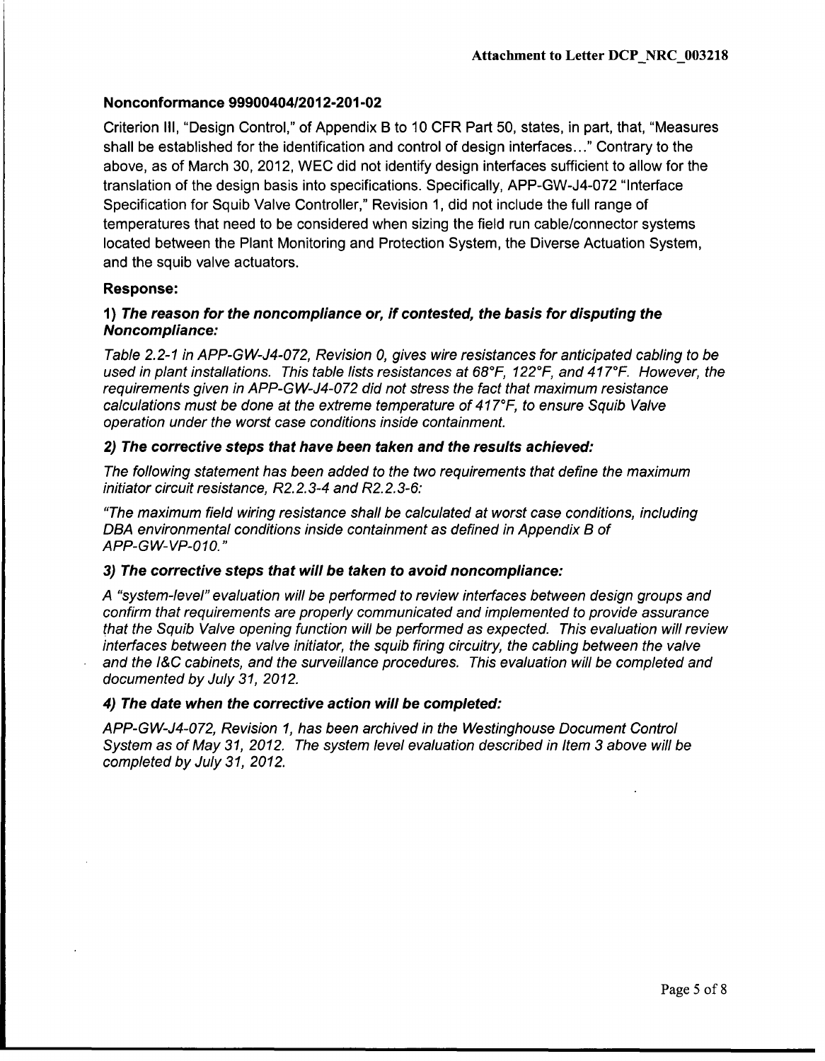**Nonconformance 99900404/2012-201-02**

Criterion III, "Design Control," of Appendix B to 10 CFR Part 50, states, in part, that, "Measures shall be established for the identification and control of design interfaces..." Contrary to the above, as of March 30, 2012, WEC did not identify design interfaces sufficient to allow for the translation of the design basis into specifications. Specifically, APP-GW-J4-072 "Interface Specification for Squib Valve Controller," Revision 1, did not include the full range of temperatures that need to be considered when sizing the field run cable/connector systems located between the Plant Monitoring and Protection System, the Diverse Actuation System, and the squib valve actuators.

**Response:**

***1) The reason for the noncompliance or, if contested, the basis for disputing the Noncompliance:***

*Table 2.2-1 in APP-GW-J4-072, Revision 0, gives wire resistances for anticipated cabling to be used in plant installations. This table lists resistances at 68°F, 122°F, and 417°F. However, the requirements given in APP-GW-J4-072 did not stress the fact that maximum resistance calculations must be done at the extreme temperature of 417°F, to ensure Squib Valve operation under the worst case conditions inside containment.*

***2) The corrective steps that have been taken and the results achieved:***

*The following statement has been added to the two requirements that define the maximum initiator circuit resistance, R2.2.3-4 and R2.2.3-6:*

*"The maximum field wiring resistance shall be calculated at worst case conditions, including DBA environmental conditions inside containment as defined in Appendix B of APP-GW-VP-010."*

***3) The corrective steps that will be taken to avoid noncompliance:***

*A "system-level" evaluation will be performed to review interfaces between design groups and confirm that requirements are properly communicated and implemented to provide assurance that the Squib Valve opening function will be performed as expected. This evaluation will review interfaces between the valve initiator, the squib firing circuitry, the cabling between the valve and the I&C cabinets, and the surveillance procedures. This evaluation will be completed and documented by July 31, 2012.*

***4) The date when the corrective action will be completed:***

*APP-GW-J4-072, Revision 1, has been archived in the Westinghouse Document Control System as of May 31, 2012. The system level evaluation described in Item 3 above will be completed by July 31, 2012.*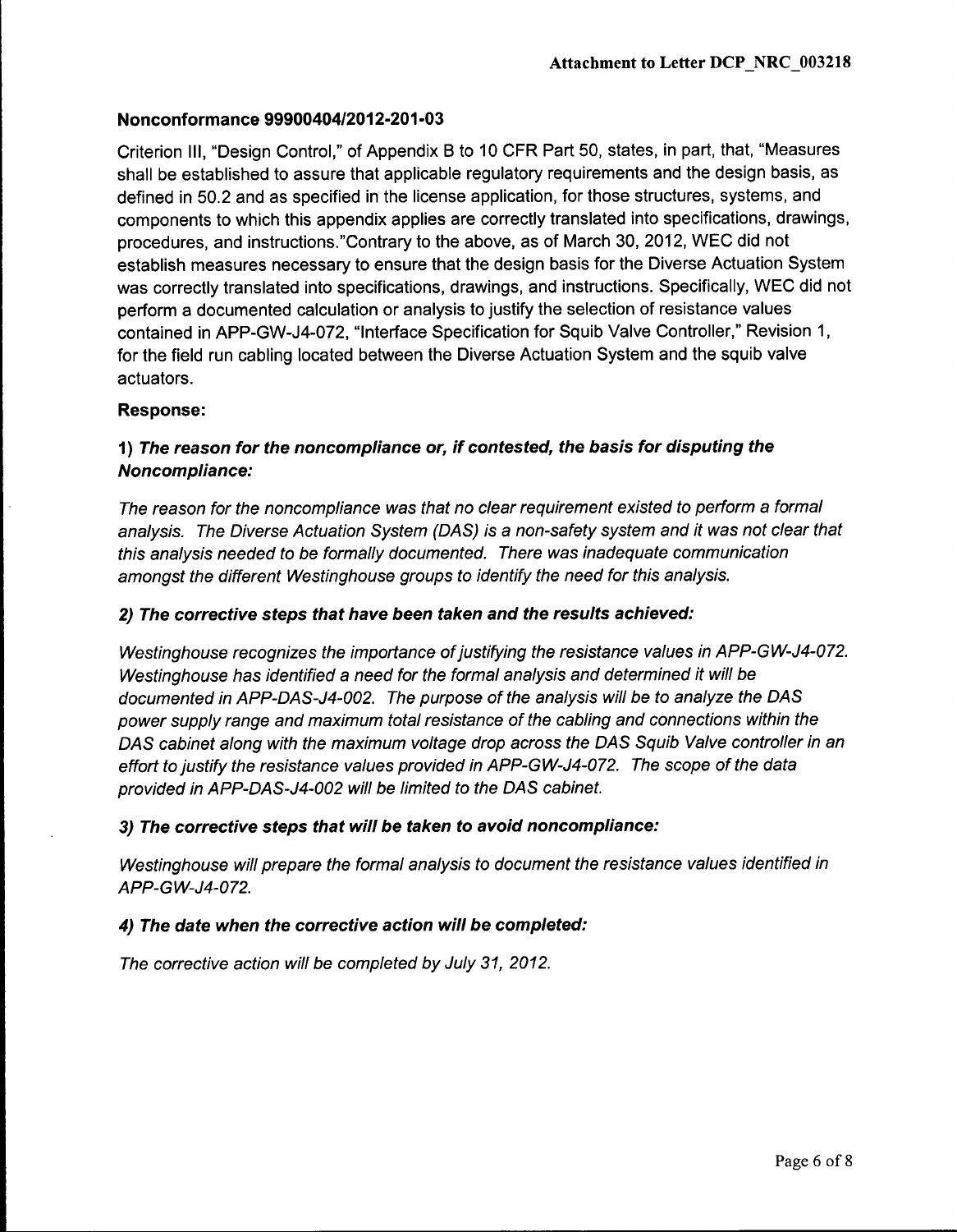## Nonconformance 99900404/2012-201-03

Criterion III, "Design Control," of Appendix B to 10 CFR Part 50, states, in part, that, "Measures shall be established to assure that applicable regulatory requirements and the design basis, as defined in 50.2 and as specified in the license application, for those structures, systems, and components to which this appendix applies are correctly translated into specifications, drawings, procedures, and instructions."Contrary to the above, as of March 30, 2012, WEC did not establish measures necessary to ensure that the design basis for the Diverse Actuation System was correctly translated into specifications, drawings, and instructions. Specifically, WEC did not perform a documented calculation or analysis to justify the selection of resistance values contained in APP-GW-J4-072, "Interface Specification for Squib Valve Controller," Revision 1, for the field run cabling located between the Diverse Actuation System and the squib valve actuators.

**Response:**

**1) *The reason for the noncompliance or, if contested, the basis for disputing the Noncompliance:***

*The reason for the noncompliance was that no clear requirement existed to perform a formal analysis. The Diverse Actuation System (DAS) is a non-safety system and it was not clear that this analysis needed to be formally documented. There was inadequate communication amongst the different Westinghouse groups to identify the need for this analysis.*

**2) *The corrective steps that have been taken and the results achieved:***

*Westinghouse recognizes the importance of justifying the resistance values in APP-GW-J4-072. Westinghouse has identified a need for the formal analysis and determined it will be documented in APP-DAS-J4-002. The purpose of the analysis will be to analyze the DAS power supply range and maximum total resistance of the cabling and connections within the DAS cabinet along with the maximum voltage drop across the DAS Squib Valve controller in an effort to justify the resistance values provided in APP-GW-J4-072. The scope of the data provided in APP-DAS-J4-002 will be limited to the DAS cabinet.*

**3) *The corrective steps that will be taken to avoid noncompliance:***

*Westinghouse will prepare the formal analysis to document the resistance values identified in APP-GW-J4-072.*

**4) *The date when the corrective action will be completed:***

*The corrective action will be completed by July 31, 2012.*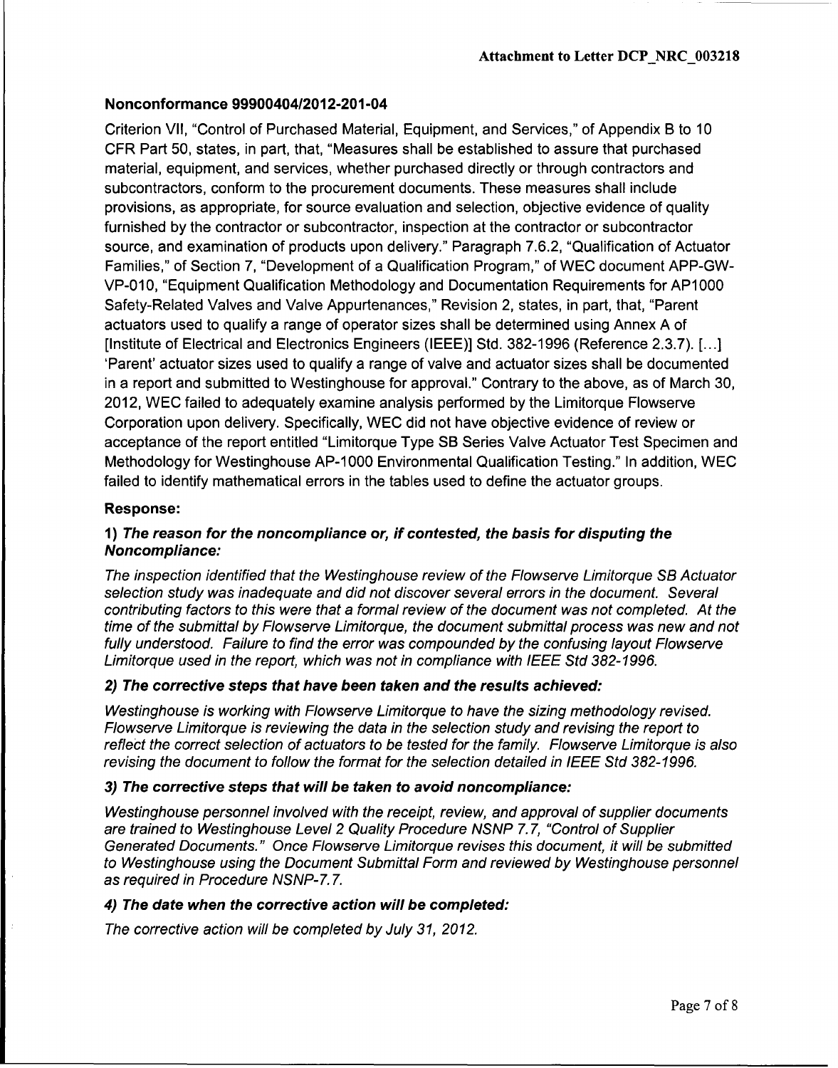## Nonconformance 99900404/2012-201-04

Criterion VII, "Control of Purchased Material, Equipment, and Services," of Appendix B to 10 CFR Part 50, states, in part, that, "Measures shall be established to assure that purchased material, equipment, and services, whether purchased directly or through contractors and subcontractors, conform to the procurement documents. These measures shall include provisions, as appropriate, for source evaluation and selection, objective evidence of quality furnished by the contractor or subcontractor, inspection at the contractor or subcontractor source, and examination of products upon delivery." Paragraph 7.6.2, "Qualification of Actuator Families," of Section 7, "Development of a Qualification Program," of WEC document APP-GW-VP-010, "Equipment Qualification Methodology and Documentation Requirements for AP1000 Safety-Related Valves and Valve Appurtenances," Revision 2, states, in part, that, "Parent actuators used to qualify a range of operator sizes shall be determined using Annex A of [Institute of Electrical and Electronics Engineers (IEEE)] Std. 382-1996 (Reference 2.3.7). [...] 'Parent' actuator sizes used to qualify a range of valve and actuator sizes shall be documented in a report and submitted to Westinghouse for approval." Contrary to the above, as of March 30, 2012, WEC failed to adequately examine analysis performed by the Limitorque Flowserve Corporation upon delivery. Specifically, WEC did not have objective evidence of review or acceptance of the report entitled "Limitorque Type SB Series Valve Actuator Test Specimen and Methodology for Westinghouse AP-1000 Environmental Qualification Testing." In addition, WEC failed to identify mathematical errors in the tables used to define the actuator groups.

### Response:

#### 1) *The reason for the noncompliance or, if contested, the basis for disputing the Noncompliance:*

*The inspection identified that the Westinghouse review of the Flowserve Limitorque SB Actuator selection study was inadequate and did not discover several errors in the document. Several contributing factors to this were that a formal review of the document was not completed. At the time of the submittal by Flowserve Limitorque, the document submittal process was new and not fully understood. Failure to find the error was compounded by the confusing layout Flowserve Limitorque used in the report, which was not in compliance with IEEE Std 382-1996.*

#### 2) *The corrective steps that have been taken and the results achieved:*

*Westinghouse is working with Flowserve Limitorque to have the sizing methodology revised. Flowserve Limitorque is reviewing the data in the selection study and revising the report to reflect the correct selection of actuators to be tested for the family. Flowserve Limitorque is also revising the document to follow the format for the selection detailed in IEEE Std 382-1996.*

#### 3) *The corrective steps that will be taken to avoid noncompliance:*

*Westinghouse personnel involved with the receipt, review, and approval of supplier documents are trained to Westinghouse Level 2 Quality Procedure NSNP 7.7, "Control of Supplier Generated Documents." Once Flowserve Limitorque revises this document, it will be submitted to Westinghouse using the Document Submittal Form and reviewed by Westinghouse personnel as required in Procedure NSNP-7.7.*

#### 4) *The date when the corrective action will be completed:*

*The corrective action will be completed by July 31, 2012.*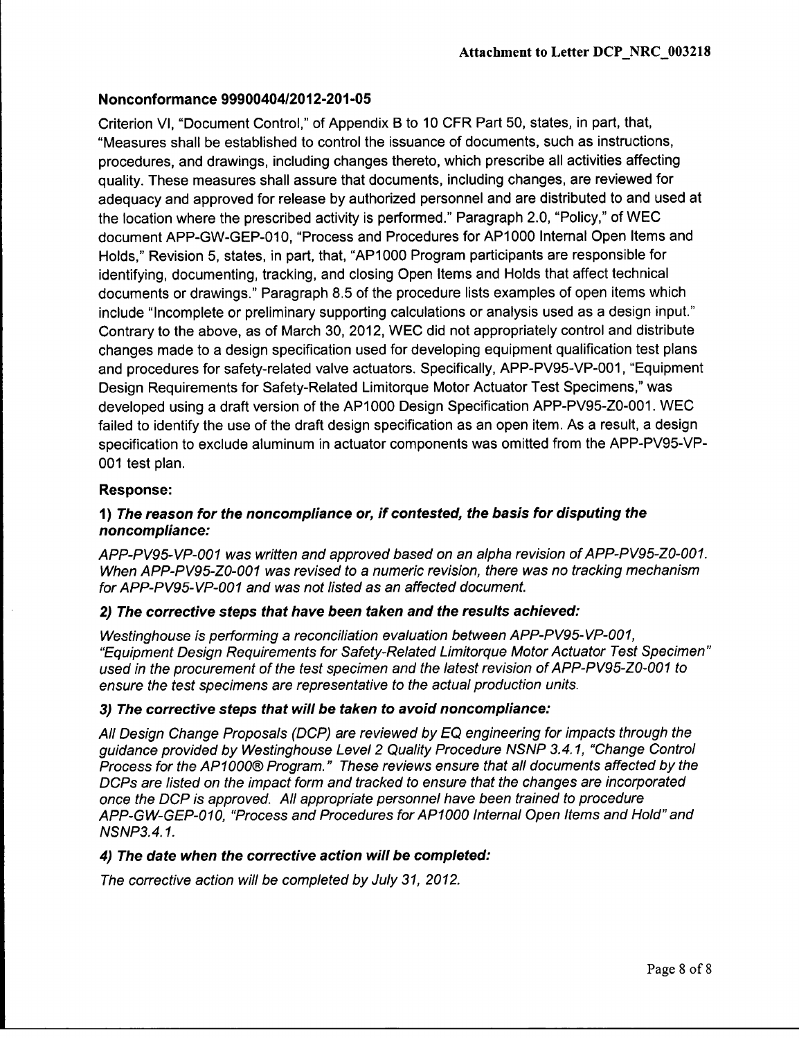## Nonconformance 99900404/2012-201-05

Criterion VI, "Document Control," of Appendix B to 10 CFR Part 50, states, in part, that, "Measures shall be established to control the issuance of documents, such as instructions, procedures, and drawings, including changes thereto, which prescribe all activities affecting quality. These measures shall assure that documents, including changes, are reviewed for adequacy and approved for release by authorized personnel and are distributed to and used at the location where the prescribed activity is performed." Paragraph 2.0, "Policy," of WEC document APP-GW-GEP-010, "Process and Procedures for AP1000 Internal Open Items and Holds," Revision 5, states, in part, that, "AP1000 Program participants are responsible for identifying, documenting, tracking, and closing Open Items and Holds that affect technical documents or drawings." Paragraph 8.5 of the procedure lists examples of open items which include "Incomplete or preliminary supporting calculations or analysis used as a design input." Contrary to the above, as of March 30, 2012, WEC did not appropriately control and distribute changes made to a design specification used for developing equipment qualification test plans and procedures for safety-related valve actuators. Specifically, APP-PV95-VP-001, "Equipment Design Requirements for Safety-Related Limitorque Motor Actuator Test Specimens," was developed using a draft version of the AP1000 Design Specification APP-PV95-Z0-001. WEC failed to identify the use of the draft design specification as an open item. As a result, a design specification to exclude aluminum in actuator components was omitted from the APP-PV95-VP-001 test plan.

### Response:

#### 1) *The reason for the noncompliance or, if contested, the basis for disputing the noncompliance:*

*APP-PV95-VP-001 was written and approved based on an alpha revision of APP-PV95-Z0-001. When APP-PV95-Z0-001 was revised to a numeric revision, there was no tracking mechanism for APP-PV95-VP-001 and was not listed as an affected document.*

#### 2) *The corrective steps that have been taken and the results achieved:*

*Westinghouse is performing a reconciliation evaluation between APP-PV95-VP-001, "Equipment Design Requirements for Safety-Related Limitorque Motor Actuator Test Specimen" used in the procurement of the test specimen and the latest revision of APP-PV95-Z0-001 to ensure the test specimens are representative to the actual production units.*

#### 3) *The corrective steps that will be taken to avoid noncompliance:*

*All Design Change Proposals (DCP) are reviewed by EQ engineering for impacts through the guidance provided by Westinghouse Level 2 Quality Procedure NSNP 3.4.1, "Change Control Process for the AP1000® Program." These reviews ensure that all documents affected by the DCPs are listed on the impact form and tracked to ensure that the changes are incorporated once the DCP is approved. All appropriate personnel have been trained to procedure APP-GW-GEP-010, "Process and Procedures for AP1000 Internal Open Items and Hold" and NSNP3.4.1.*

#### 4) *The date when the corrective action will be completed:*

*The corrective action will be completed by July 31, 2012.*